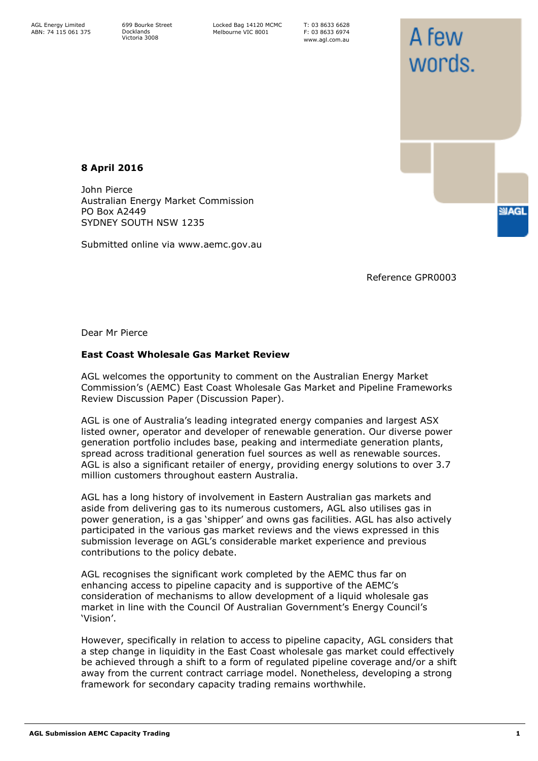AGL Energy Limited
ABN: 74 115 061 375

699 Bourke Street
Docklands
Victoria 3008

Locked Bag 14120 MCMC
Melbourne VIC 8001

T: 03 8633 6628
F: 03 8633 6974
www.agl.com.au

A few words.

**8 April 2016**

John Pierce
Australian Energy Market Commission
PO Box A2449
SYDNEY SOUTH NSW 1235

Submitted online via www.aemc.gov.au

Reference GPR0003

Dear Mr Pierce

**East Coast Wholesale Gas Market Review**

AGL welcomes the opportunity to comment on the Australian Energy Market Commission's (AEMC) East Coast Wholesale Gas Market and Pipeline Frameworks Review Discussion Paper (Discussion Paper).

AGL is one of Australia's leading integrated energy companies and largest ASX listed owner, operator and developer of renewable generation. Our diverse power generation portfolio includes base, peaking and intermediate generation plants, spread across traditional generation fuel sources as well as renewable sources. AGL is also a significant retailer of energy, providing energy solutions to over 3.7 million customers throughout eastern Australia.

AGL has a long history of involvement in Eastern Australian gas markets and aside from delivering gas to its numerous customers, AGL also utilises gas in power generation, is a gas 'shipper' and owns gas facilities. AGL has also actively participated in the various gas market reviews and the views expressed in this submission leverage on AGL's considerable market experience and previous contributions to the policy debate.

AGL recognises the significant work completed by the AEMC thus far on enhancing access to pipeline capacity and is supportive of the AEMC's consideration of mechanisms to allow development of a liquid wholesale gas market in line with the Council Of Australian Government's Energy Council's 'Vision'.

However, specifically in relation to access to pipeline capacity, AGL considers that a step change in liquidity in the East Coast wholesale gas market could effectively be achieved through a shift to a form of regulated pipeline coverage and/or a shift away from the current contract carriage model. Nonetheless, developing a strong framework for secondary capacity trading remains worthwhile.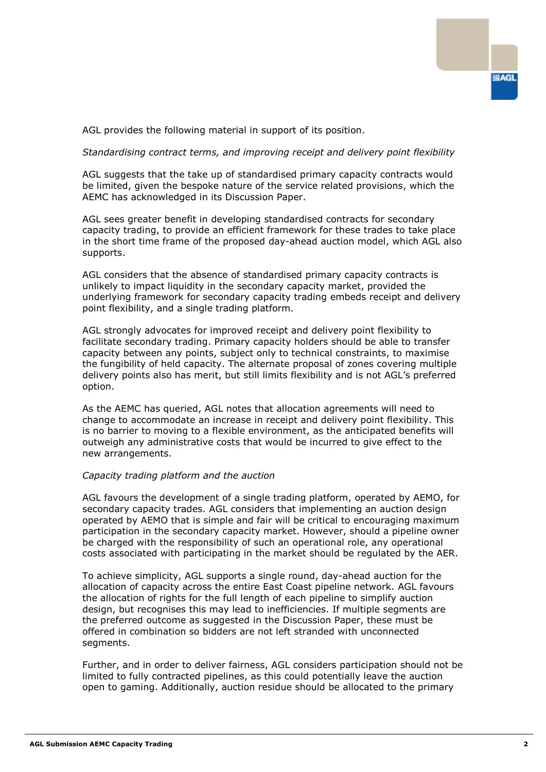AGL provides the following material in support of its position.

*Standardising contract terms, and improving receipt and delivery point flexibility*

AGL suggests that the take up of standardised primary capacity contracts would be limited, given the bespoke nature of the service related provisions, which the AEMC has acknowledged in its Discussion Paper.

AGL sees greater benefit in developing standardised contracts for secondary capacity trading, to provide an efficient framework for these trades to take place in the short time frame of the proposed day-ahead auction model, which AGL also supports.

AGL considers that the absence of standardised primary capacity contracts is unlikely to impact liquidity in the secondary capacity market, provided the underlying framework for secondary capacity trading embeds receipt and delivery point flexibility, and a single trading platform.

AGL strongly advocates for improved receipt and delivery point flexibility to facilitate secondary trading. Primary capacity holders should be able to transfer capacity between any points, subject only to technical constraints, to maximise the fungibility of held capacity. The alternate proposal of zones covering multiple delivery points also has merit, but still limits flexibility and is not AGL's preferred option.

As the AEMC has queried, AGL notes that allocation agreements will need to change to accommodate an increase in receipt and delivery point flexibility. This is no barrier to moving to a flexible environment, as the anticipated benefits will outweigh any administrative costs that would be incurred to give effect to the new arrangements.

*Capacity trading platform and the auction*

AGL favours the development of a single trading platform, operated by AEMO, for secondary capacity trades. AGL considers that implementing an auction design operated by AEMO that is simple and fair will be critical to encouraging maximum participation in the secondary capacity market. However, should a pipeline owner be charged with the responsibility of such an operational role, any operational costs associated with participating in the market should be regulated by the AER.

To achieve simplicity, AGL supports a single round, day-ahead auction for the allocation of capacity across the entire East Coast pipeline network. AGL favours the allocation of rights for the full length of each pipeline to simplify auction design, but recognises this may lead to inefficiencies. If multiple segments are the preferred outcome as suggested in the Discussion Paper, these must be offered in combination so bidders are not left stranded with unconnected segments.

Further, and in order to deliver fairness, AGL considers participation should not be limited to fully contracted pipelines, as this could potentially leave the auction open to gaming. Additionally, auction residue should be allocated to the primary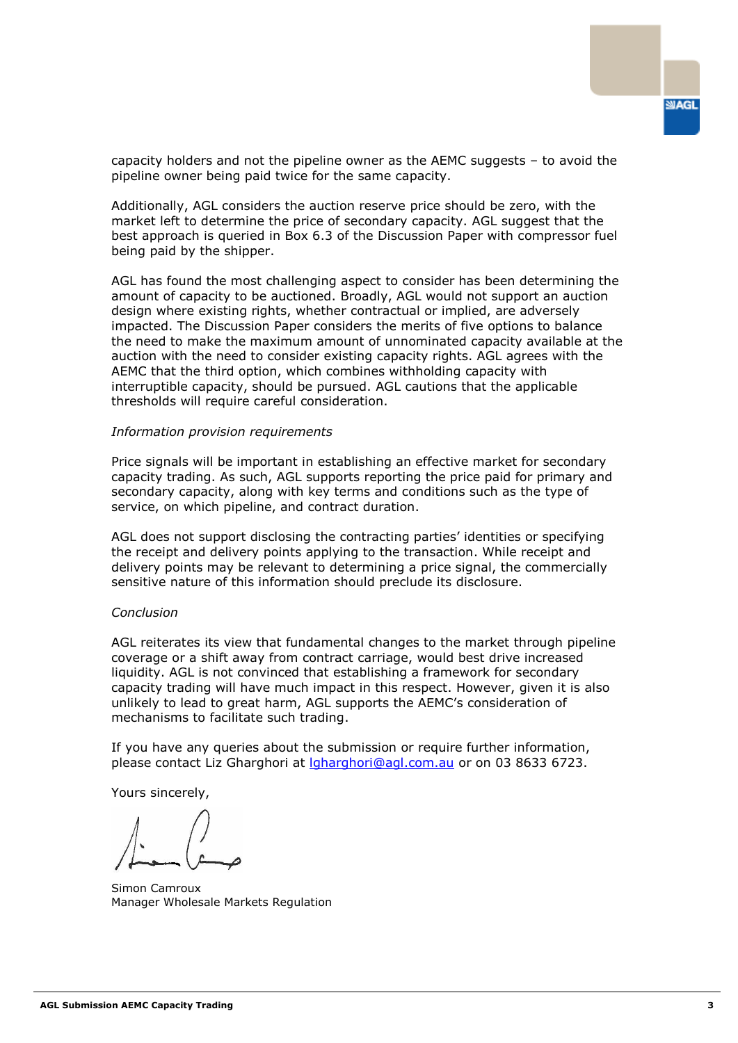capacity holders and not the pipeline owner as the AEMC suggests – to avoid the pipeline owner being paid twice for the same capacity.

Additionally, AGL considers the auction reserve price should be zero, with the market left to determine the price of secondary capacity. AGL suggest that the best approach is queried in Box 6.3 of the Discussion Paper with compressor fuel being paid by the shipper.

AGL has found the most challenging aspect to consider has been determining the amount of capacity to be auctioned. Broadly, AGL would not support an auction design where existing rights, whether contractual or implied, are adversely impacted. The Discussion Paper considers the merits of five options to balance the need to make the maximum amount of unnominated capacity available at the auction with the need to consider existing capacity rights. AGL agrees with the AEMC that the third option, which combines withholding capacity with interruptible capacity, should be pursued. AGL cautions that the applicable thresholds will require careful consideration.

*Information provision requirements*

Price signals will be important in establishing an effective market for secondary capacity trading. As such, AGL supports reporting the price paid for primary and secondary capacity, along with key terms and conditions such as the type of service, on which pipeline, and contract duration.

AGL does not support disclosing the contracting parties' identities or specifying the receipt and delivery points applying to the transaction. While receipt and delivery points may be relevant to determining a price signal, the commercially sensitive nature of this information should preclude its disclosure.

*Conclusion*

AGL reiterates its view that fundamental changes to the market through pipeline coverage or a shift away from contract carriage, would best drive increased liquidity. AGL is not convinced that establishing a framework for secondary capacity trading will have much impact in this respect. However, given it is also unlikely to lead to great harm, AGL supports the AEMC's consideration of mechanisms to facilitate such trading.

If you have any queries about the submission or require further information, please contact Liz Gharghori at lgharghori@agl.com.au or on 03 8633 6723.

Yours sincerely,

Simon Camroux
Manager Wholesale Markets Regulation